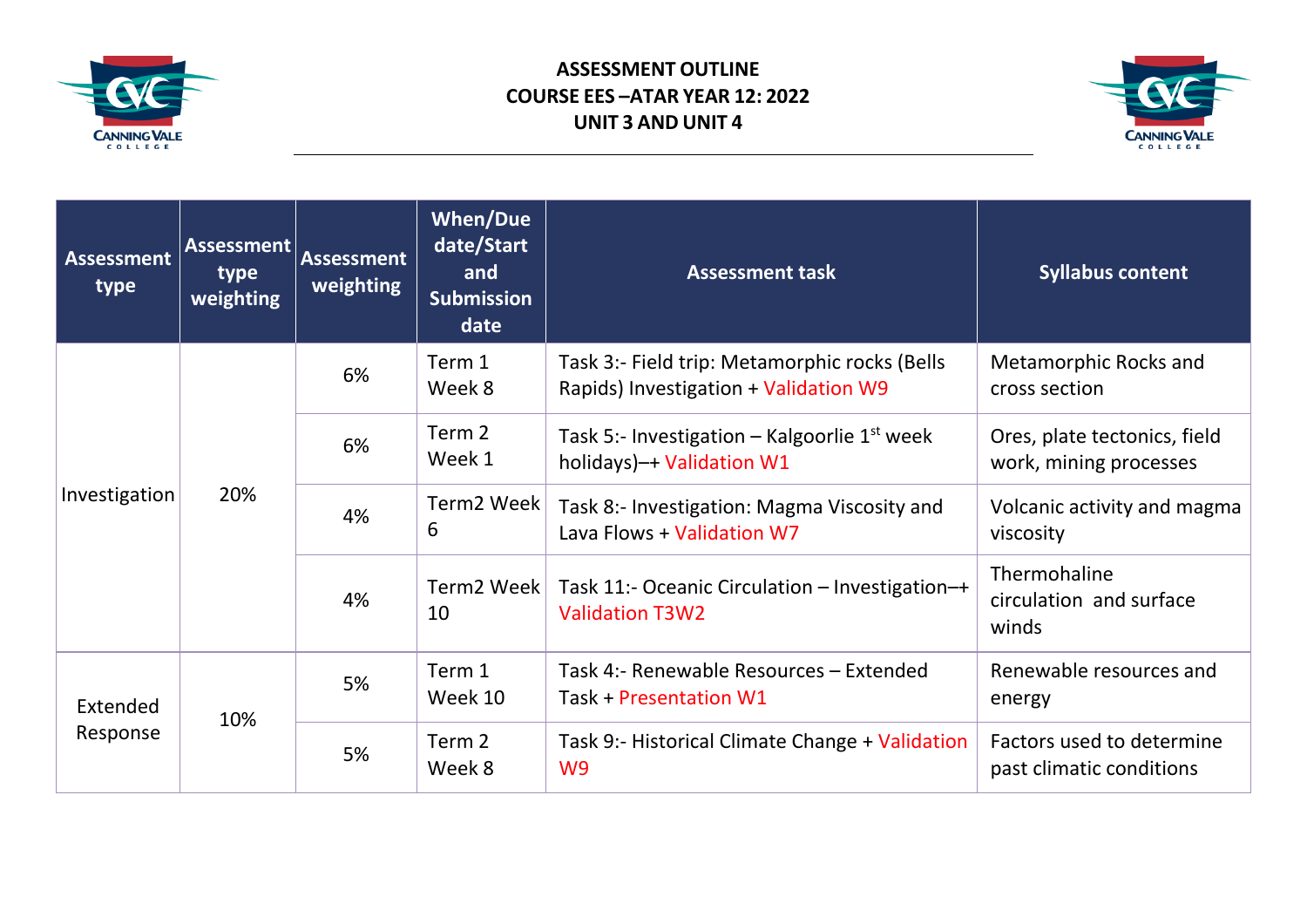# ASSESSMENT OUTLINE
## COURSE EES –ATAR YEAR 12: 2022
## UNIT 3 AND UNIT 4

| Assessment type | Assessment type weighting | Assessment weighting | When/Due date/Start and Submission date | Assessment task | Syllabus content |
|---|---|---|---|---|---|
| Investigation | 20% | 6% | Term 1 Week 8 | Task 3:- Field trip: Metamorphic rocks (Bells Rapids) Investigation + Validation W9 | Metamorphic Rocks and cross section |
| | | 6% | Term 2 Week 1 | Task 5:- Investigation – Kalgoorlie 1st week holidays)–+ Validation W1 | Ores, plate tectonics, field work, mining processes |
| | | 4% | Term2 Week 6 | Task 8:- Investigation: Magma Viscosity and Lava Flows + Validation W7 | Volcanic activity and magma viscosity |
| | | 4% | Term2 Week 10 | Task 11:- Oceanic Circulation – Investigation–+ Validation T3W2 | Thermohaline circulation and surface winds |
| Extended Response | 10% | 5% | Term 1 Week 10 | Task 4:- Renewable Resources – Extended Task + Presentation W1 | Renewable resources and energy |
| | | 5% | Term 2 Week 8 | Task 9:- Historical Climate Change + Validation W9 | Factors used to determine past climatic conditions |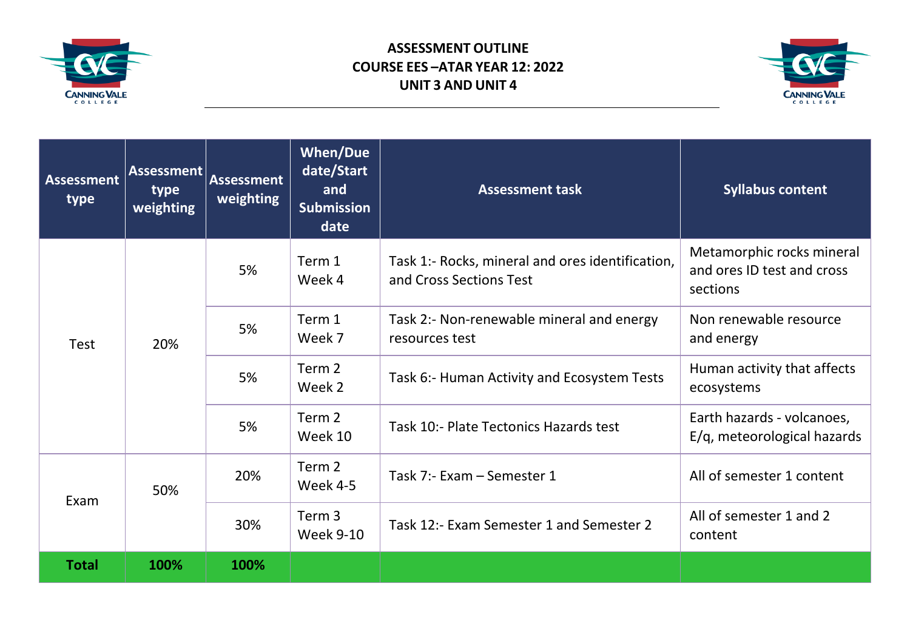**ASSESSMENT OUTLINE**
**COURSE EES –ATAR YEAR 12: 2022**
**UNIT 3 AND UNIT 4**

| Assessment type | Assessment type weighting | Assessment weighting | When/Due date/Start and Submission date | Assessment task | Syllabus content |
|---|---|---|---|---|---|
| Test | 20% | 5% | Term 1 Week 4 | Task 1:- Rocks, mineral and ores identification, and Cross Sections Test | Metamorphic rocks mineral and ores ID test and cross sections |
| | | 5% | Term 1 Week 7 | Task 2:- Non-renewable mineral and energy resources test | Non renewable resource and energy |
| | | 5% | Term 2 Week 2 | Task 6:- Human Activity and Ecosystem Tests | Human activity that affects ecosystems |
| | | 5% | Term 2 Week 10 | Task 10:- Plate Tectonics Hazards test | Earth hazards - volcanoes, E/q, meteorological hazards |
| Exam | 50% | 20% | Term 2 Week 4-5 | Task 7:- Exam – Semester 1 | All of semester 1 content |
| | | 30% | Term 3 Week 9-10 | Task 12:- Exam Semester 1 and Semester 2 | All of semester 1 and 2 content |
| **Total** | **100%** | **100%** | | | |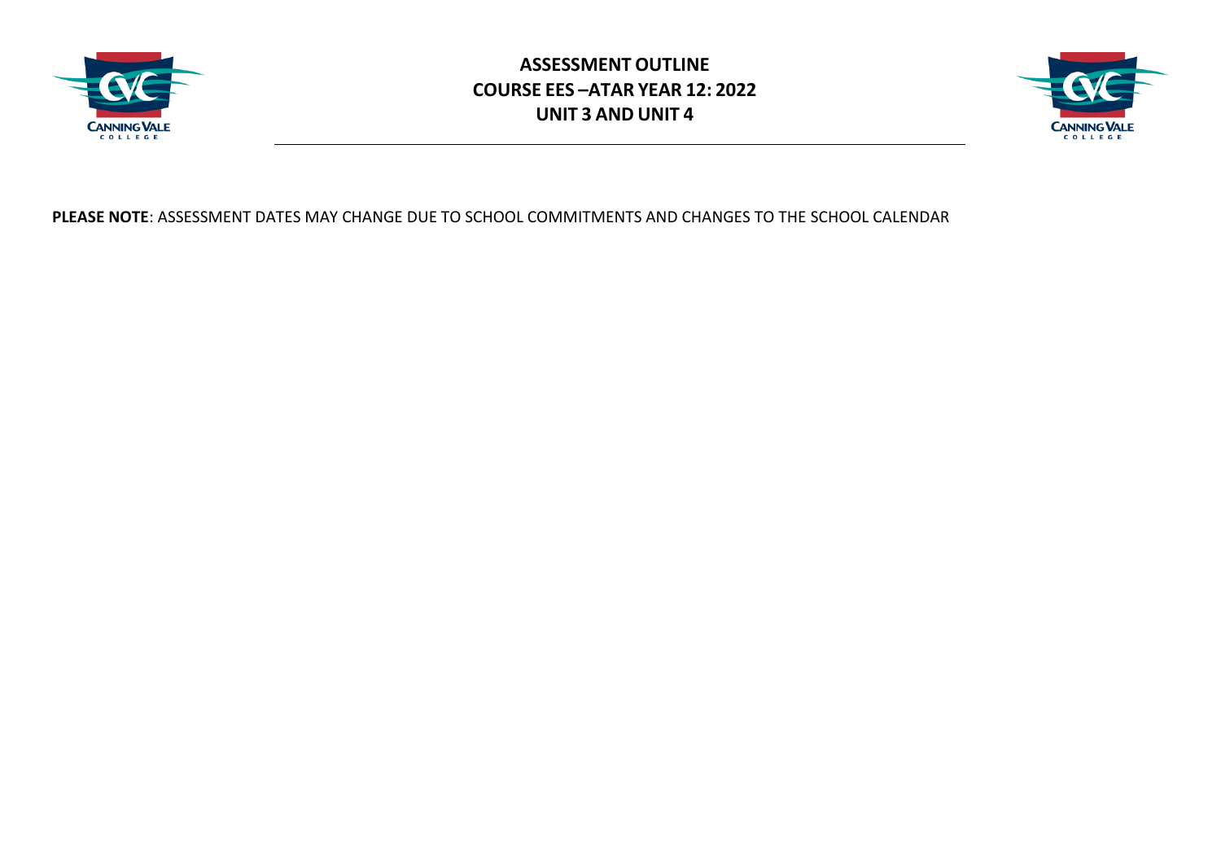# ASSESSMENT OUTLINE
# COURSE EES –ATAR YEAR 12: 2022
# UNIT 3 AND UNIT 4

**PLEASE NOTE**: ASSESSMENT DATES MAY CHANGE DUE TO SCHOOL COMMITMENTS AND CHANGES TO THE SCHOOL CALENDAR